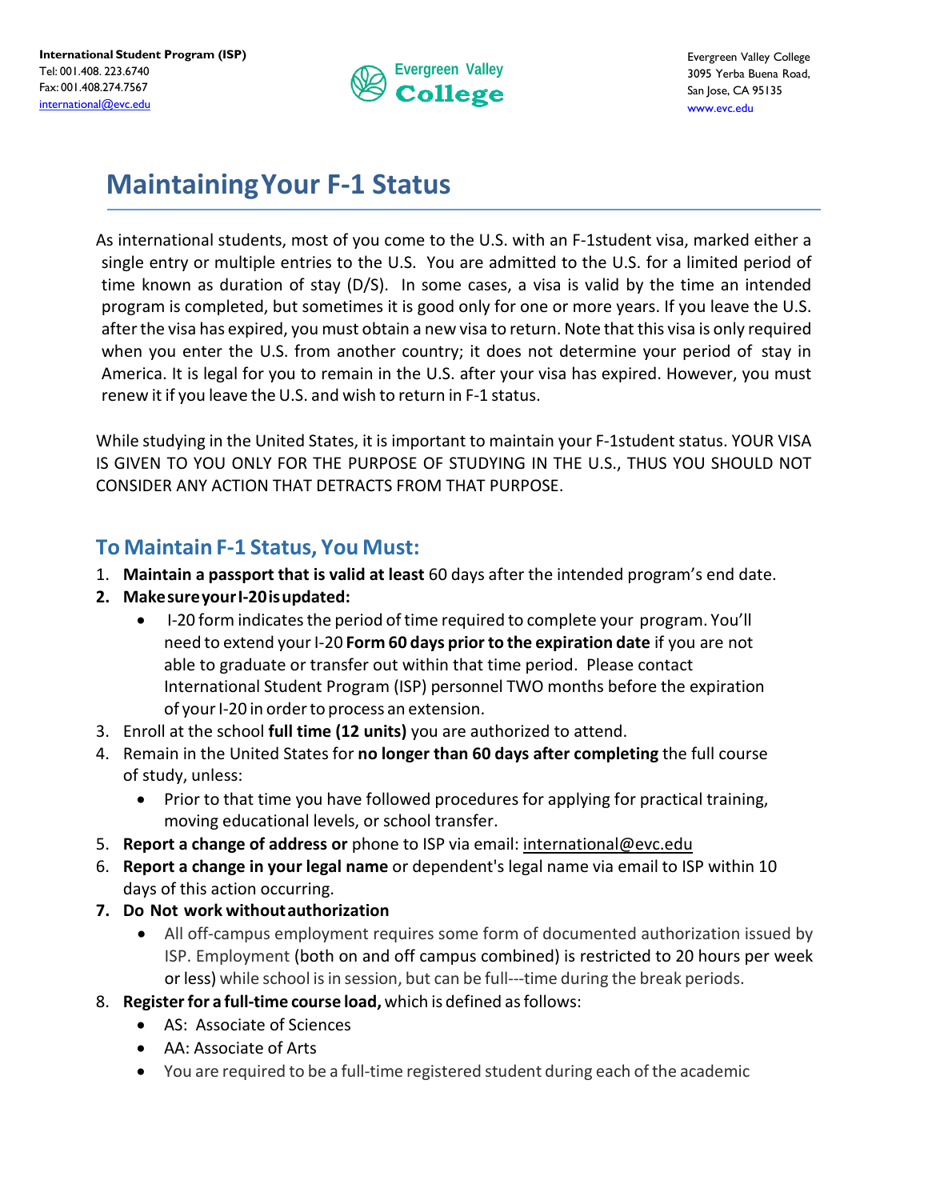International Student Program (ISP)
Tel: 001.408. 223.6740
Fax: 001.408.274.7567
international@evc.edu

Evergreen Valley College

Evergreen Valley College
3095 Yerba Buena Road,
San Jose, CA 95135
www.evc.edu

# Maintaining Your F-1 Status

As international students, most of you come to the U.S. with an F-1student visa, marked either a single entry or multiple entries to the U.S. You are admitted to the U.S. for a limited period of time known as duration of stay (D/S). In some cases, a visa is valid by the time an intended program is completed, but sometimes it is good only for one or more years. If you leave the U.S. after the visa has expired, you must obtain a new visa to return. Note that this visa is only required when you enter the U.S. from another country; it does not determine your period of stay in America. It is legal for you to remain in the U.S. after your visa has expired. However, you must renew it if you leave the U.S. and wish to return in F-1 status.

While studying in the United States, it is important to maintain your F-1student status. YOUR VISA IS GIVEN TO YOU ONLY FOR THE PURPOSE OF STUDYING IN THE U.S., THUS YOU SHOULD NOT CONSIDER ANY ACTION THAT DETRACTS FROM THAT PURPOSE.

## To Maintain F-1 Status, You Must:

1. **Maintain a passport that is valid at least** 60 days after the intended program's end date.
2. **Make sure your I-20 is updated:**
   - I-20 form indicates the period of time required to complete your program. You'll need to extend your I-20 **Form 60 days prior to the expiration date** if you are not able to graduate or transfer out within that time period. Please contact International Student Program (ISP) personnel TWO months before the expiration of your I-20 in order to process an extension.
3. Enroll at the school **full time (12 units)** you are authorized to attend.
4. Remain in the United States for **no longer than 60 days after completing** the full course of study, unless:
   - Prior to that time you have followed procedures for applying for practical training, moving educational levels, or school transfer.
5. **Report a change of address or** phone to ISP via email: international@evc.edu
6. **Report a change in your legal name** or dependent's legal name via email to ISP within 10 days of this action occurring.
7. **Do Not work without authorization**
   - All off-campus employment requires some form of documented authorization issued by ISP. Employment (both on and off campus combined) is restricted to 20 hours per week or less) while school is in session, but can be full---time during the break periods.
8. **Register for a full-time course load,** which is defined as follows:
   - AS: Associate of Sciences
   - AA: Associate of Arts
   - You are required to be a full-time registered student during each of the academic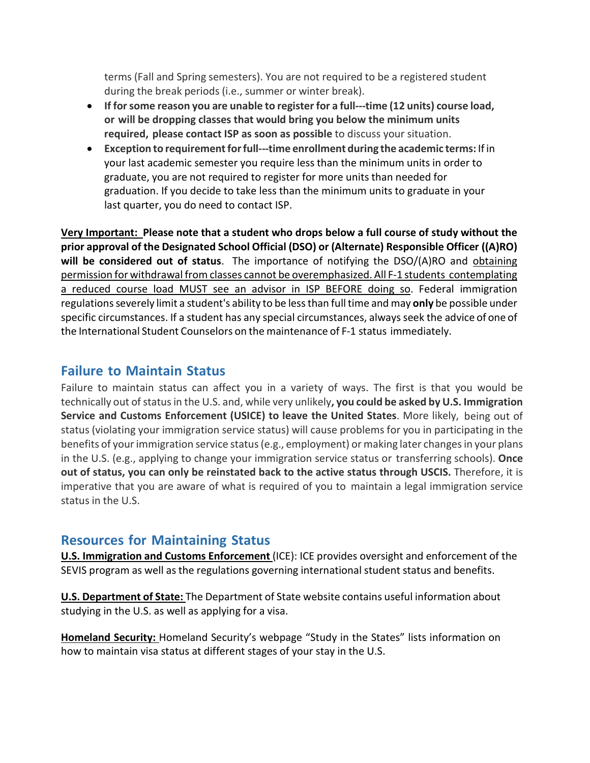terms (Fall and Spring semesters). You are not required to be a registered student during the break periods (i.e., summer or winter break).

- **If for some reason you are unable to register for a full---time (12 units) course load, or will be dropping classes that would bring you below the minimum units required, please contact ISP as soon as possible** to discuss your situation.
- **Exception to requirement for full---time enrollment during the academic terms:** If in your last academic semester you require less than the minimum units in order to graduate, you are not required to register for more units than needed for graduation. If you decide to take less than the minimum units to graduate in your last quarter, you do need to contact ISP.

**Very Important: Please note that a student who drops below a full course of study without the prior approval of the Designated School Official (DSO) or (Alternate) Responsible Officer ((A)RO) will be considered out of status**. The importance of notifying the DSO/(A)RO and obtaining permission for withdrawal from classes cannot be overemphasized. All F-1 students contemplating a reduced course load MUST see an advisor in ISP BEFORE doing so. Federal immigration regulations severely limit a student's ability to be less than full time and may **only** be possible under specific circumstances. If a student has any special circumstances, always seek the advice of one of the International Student Counselors on the maintenance of F-1 status immediately.

## Failure to Maintain Status

Failure to maintain status can affect you in a variety of ways. The first is that you would be technically out of status in the U.S. and, while very unlikely**, you could be asked by U.S. Immigration Service and Customs Enforcement (USICE) to leave the United States**. More likely, being out of status (violating your immigration service status) will cause problems for you in participating in the benefits of your immigration service status (e.g., employment) or making later changes in your plans in the U.S. (e.g., applying to change your immigration service status or transferring schools). **Once out of status, you can only be reinstated back to the active status through USCIS.** Therefore, it is imperative that you are aware of what is required of you to maintain a legal immigration service status in the U.S.

## Resources for Maintaining Status

**U.S. Immigration and Customs Enforcement** (ICE): ICE provides oversight and enforcement of the SEVIS program as well as the regulations governing international student status and benefits.

**U.S. Department of State:** The Department of State website contains useful information about studying in the U.S. as well as applying for a visa.

**Homeland Security:** Homeland Security's webpage "Study in the States" lists information on how to maintain visa status at different stages of your stay in the U.S.